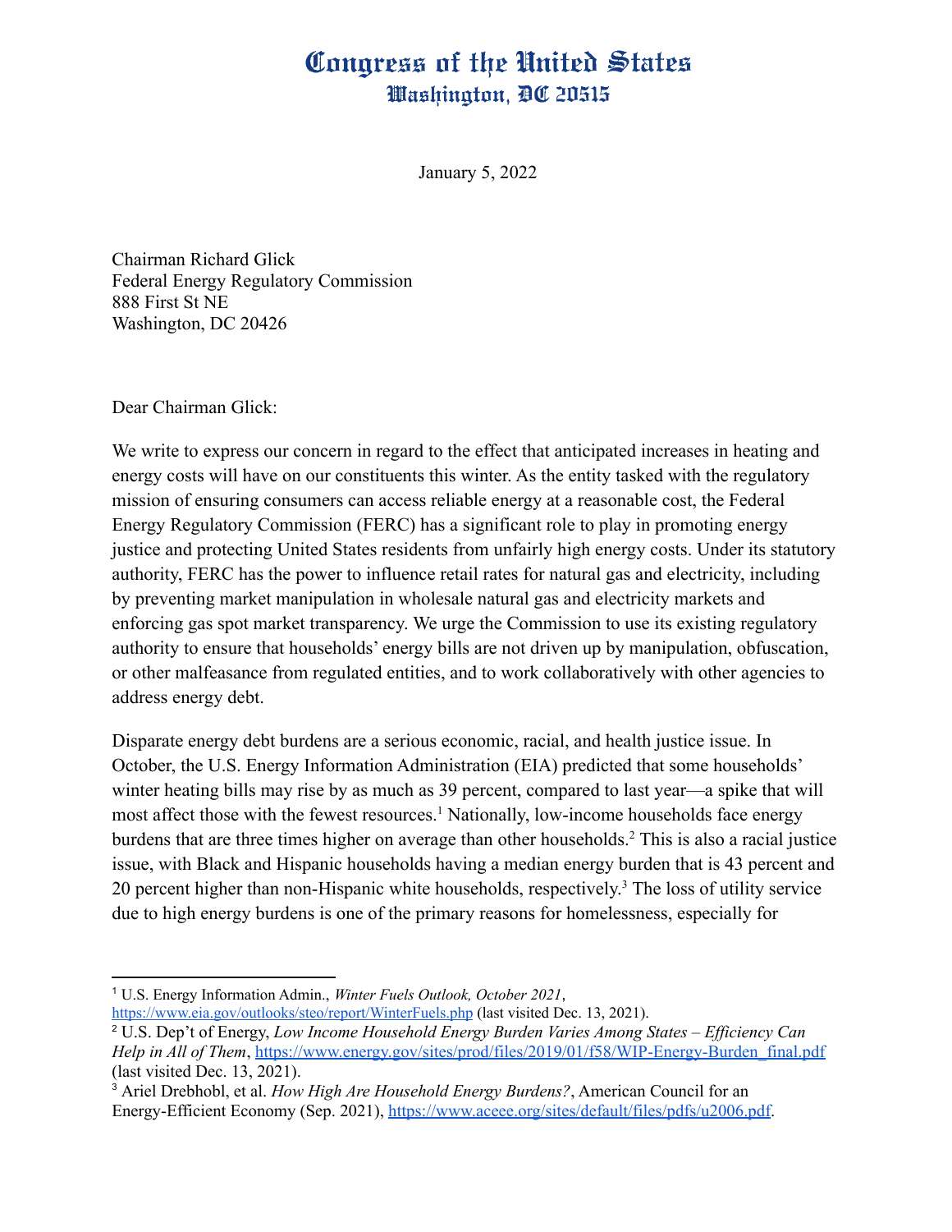# Congress of the United States
## Washington, DC 20515

January 5, 2022

Chairman Richard Glick
Federal Energy Regulatory Commission
888 First St NE
Washington, DC 20426

Dear Chairman Glick:

We write to express our concern in regard to the effect that anticipated increases in heating and energy costs will have on our constituents this winter. As the entity tasked with the regulatory mission of ensuring consumers can access reliable energy at a reasonable cost, the Federal Energy Regulatory Commission (FERC) has a significant role to play in promoting energy justice and protecting United States residents from unfairly high energy costs. Under its statutory authority, FERC has the power to influence retail rates for natural gas and electricity, including by preventing market manipulation in wholesale natural gas and electricity markets and enforcing gas spot market transparency. We urge the Commission to use its existing regulatory authority to ensure that households' energy bills are not driven up by manipulation, obfuscation, or other malfeasance from regulated entities, and to work collaboratively with other agencies to address energy debt.

Disparate energy debt burdens are a serious economic, racial, and health justice issue. In October, the U.S. Energy Information Administration (EIA) predicted that some households' winter heating bills may rise by as much as 39 percent, compared to last year—a spike that will most affect those with the fewest resources.[1] Nationally, low-income households face energy burdens that are three times higher on average than other households.[2] This is also a racial justice issue, with Black and Hispanic households having a median energy burden that is 43 percent and 20 percent higher than non-Hispanic white households, respectively.[3] The loss of utility service due to high energy burdens is one of the primary reasons for homelessness, especially for

---

[1] U.S. Energy Information Admin., *Winter Fuels Outlook, October 2021*, https://www.eia.gov/outlooks/steo/report/WinterFuels.php (last visited Dec. 13, 2021).

[2] U.S. Dep't of Energy, *Low Income Household Energy Burden Varies Among States – Efficiency Can Help in All of Them*, https://www.energy.gov/sites/prod/files/2019/01/f58/WIP-Energy-Burden_final.pdf (last visited Dec. 13, 2021).

[3] Ariel Drebhobl, et al. *How High Are Household Energy Burdens?*, American Council for an Energy-Efficient Economy (Sep. 2021), https://www.aceee.org/sites/default/files/pdfs/u2006.pdf.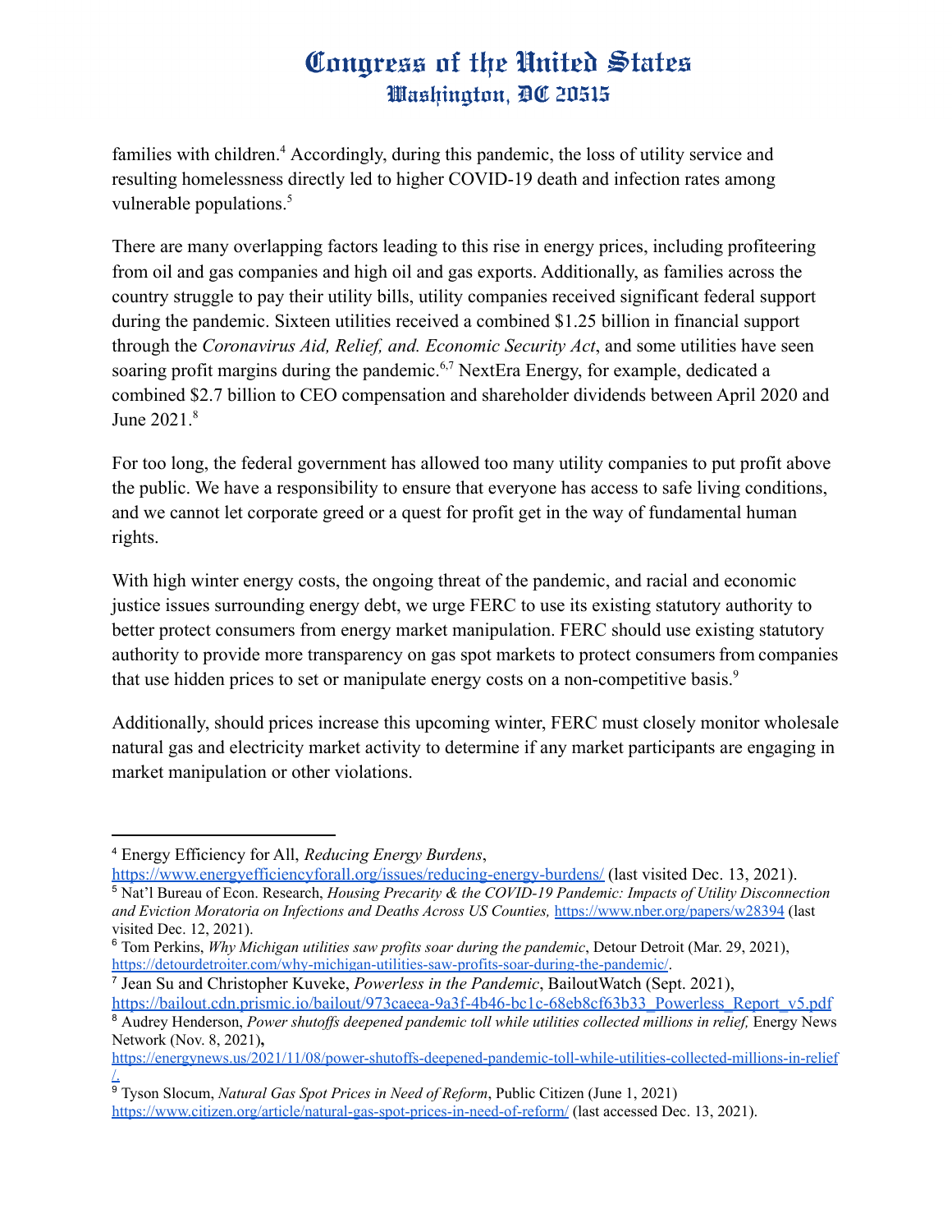families with children.[4] Accordingly, during this pandemic, the loss of utility service and resulting homelessness directly led to higher COVID-19 death and infection rates among vulnerable populations.[5]

There are many overlapping factors leading to this rise in energy prices, including profiteering from oil and gas companies and high oil and gas exports. Additionally, as families across the country struggle to pay their utility bills, utility companies received significant federal support during the pandemic. Sixteen utilities received a combined $1.25 billion in financial support through the *Coronavirus Aid, Relief, and. Economic Security Act*, and some utilities have seen soaring profit margins during the pandemic.[6,7] NextEra Energy, for example, dedicated a combined $2.7 billion to CEO compensation and shareholder dividends between April 2020 and June 2021.[8]

For too long, the federal government has allowed too many utility companies to put profit above the public. We have a responsibility to ensure that everyone has access to safe living conditions, and we cannot let corporate greed or a quest for profit get in the way of fundamental human rights.

With high winter energy costs, the ongoing threat of the pandemic, and racial and economic justice issues surrounding energy debt, we urge FERC to use its existing statutory authority to better protect consumers from energy market manipulation. FERC should use existing statutory authority to provide more transparency on gas spot markets to protect consumers from companies that use hidden prices to set or manipulate energy costs on a non-competitive basis.[9]

Additionally, should prices increase this upcoming winter, FERC must closely monitor wholesale natural gas and electricity market activity to determine if any market participants are engaging in market manipulation or other violations.

---

[4] Energy Efficiency for All, *Reducing Energy Burdens*, https://www.energyefficiencyforall.org/issues/reducing-energy-burdens/ (last visited Dec. 13, 2021).

[5] Nat'l Bureau of Econ. Research, *Housing Precarity & the COVID-19 Pandemic: Impacts of Utility Disconnection and Eviction Moratoria on Infections and Deaths Across US Counties,* https://www.nber.org/papers/w28394 (last visited Dec. 12, 2021).

[6] Tom Perkins, *Why Michigan utilities saw profits soar during the pandemic*, Detour Detroit (Mar. 29, 2021), https://detourdetroiter.com/why-michigan-utilities-saw-profits-soar-during-the-pandemic/.

[7] Jean Su and Christopher Kuveke, *Powerless in the Pandemic*, BailoutWatch (Sept. 2021), https://bailout.cdn.prismic.io/bailout/973caeea-9a3f-4b46-bc1c-68eb8cf63b33_Powerless_Report_v5.pdf

[8] Audrey Henderson, *Power shutoffs deepened pandemic toll while utilities collected millions in relief,* Energy News Network (Nov. 8, 2021), https://energynews.us/2021/11/08/power-shutoffs-deepened-pandemic-toll-while-utilities-collected-millions-in-relief/.

[9] Tyson Slocum, *Natural Gas Spot Prices in Need of Reform*, Public Citizen (June 1, 2021) https://www.citizen.org/article/natural-gas-spot-prices-in-need-of-reform/ (last accessed Dec. 13, 2021).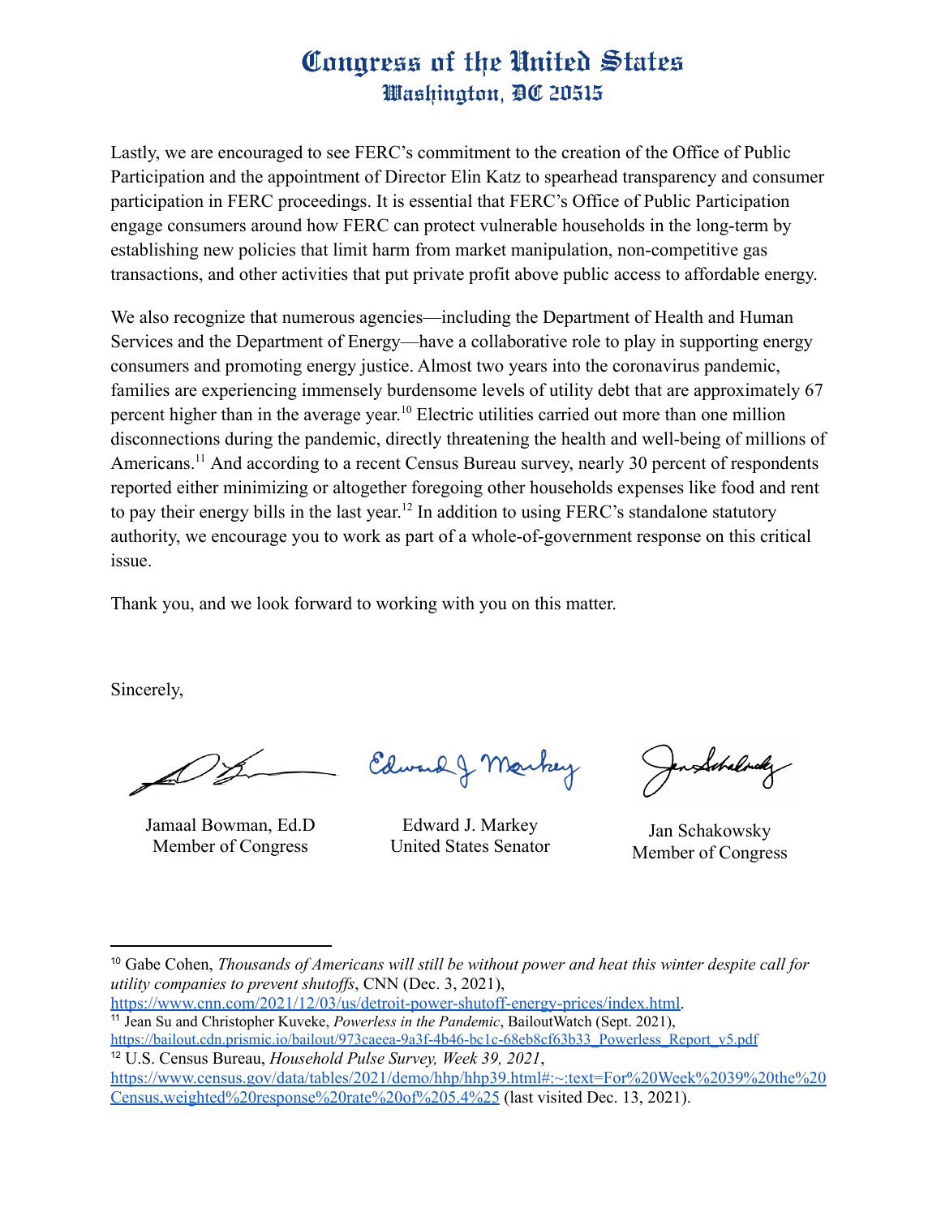Lastly, we are encouraged to see FERC's commitment to the creation of the Office of Public Participation and the appointment of Director Elin Katz to spearhead transparency and consumer participation in FERC proceedings. It is essential that FERC's Office of Public Participation engage consumers around how FERC can protect vulnerable households in the long-term by establishing new policies that limit harm from market manipulation, non-competitive gas transactions, and other activities that put private profit above public access to affordable energy.

We also recognize that numerous agencies—including the Department of Health and Human Services and the Department of Energy—have a collaborative role to play in supporting energy consumers and promoting energy justice. Almost two years into the coronavirus pandemic, families are experiencing immensely burdensome levels of utility debt that are approximately 67 percent higher than in the average year.[10] Electric utilities carried out more than one million disconnections during the pandemic, directly threatening the health and well-being of millions of Americans.[11] And according to a recent Census Bureau survey, nearly 30 percent of respondents reported either minimizing or altogether foregoing other households expenses like food and rent to pay their energy bills in the last year.[12] In addition to using FERC's standalone statutory authority, we encourage you to work as part of a whole-of-government response on this critical issue.

Thank you, and we look forward to working with you on this matter.

Sincerely,

Jamaal Bowman, Ed.D
Member of Congress

Edward J. Markey
United States Senator

Jan Schakowsky
Member of Congress

---

[10] Gabe Cohen, *Thousands of Americans will still be without power and heat this winter despite call for utility companies to prevent shutoffs*, CNN (Dec. 3, 2021), https://www.cnn.com/2021/12/03/us/detroit-power-shutoff-energy-prices/index.html.

[11] Jean Su and Christopher Kuveke, *Powerless in the Pandemic*, BailoutWatch (Sept. 2021), https://bailout.cdn.prismic.io/bailout/973caeea-9a3f-4b46-bc1c-68eb8cf63b33_Powerless_Report_v5.pdf

[12] U.S. Census Bureau, *Household Pulse Survey, Week 39, 2021*, https://www.census.gov/data/tables/2021/demo/hhp/hhp39.html#:~:text=For%20Week%2039%20the%20Census,weighted%20response%20rate%20of%205.4%25 (last visited Dec. 13, 2021).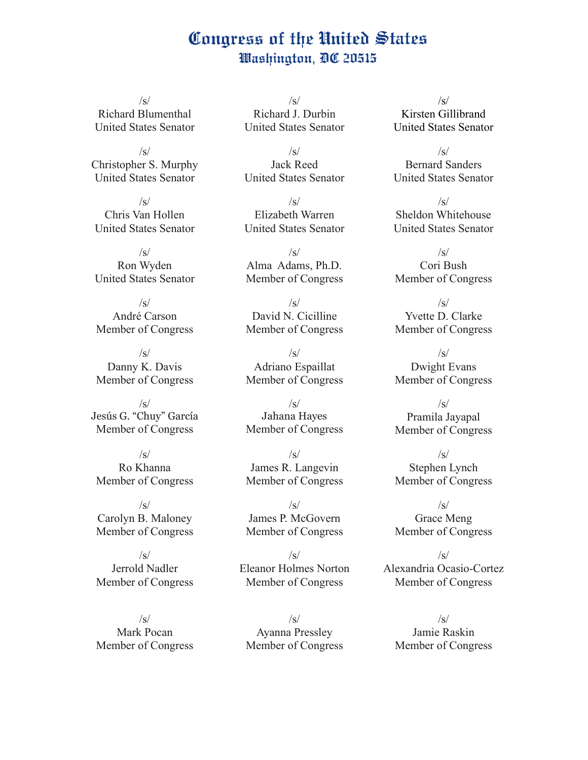# Congress of the United States
## Washington, DC 20515

/s/
Richard Blumenthal
United States Senator

/s/
Richard J. Durbin
United States Senator

/s/
Kirsten Gillibrand
United States Senator

/s/
Christopher S. Murphy
United States Senator

/s/
Jack Reed
United States Senator

/s/
Bernard Sanders
United States Senator

/s/
Chris Van Hollen
United States Senator

/s/
Elizabeth Warren
United States Senator

/s/
Sheldon Whitehouse
United States Senator

/s/
Ron Wyden
United States Senator

/s/
Alma Adams, Ph.D.
Member of Congress

/s/
Cori Bush
Member of Congress

/s/
André Carson
Member of Congress

/s/
David N. Cicilline
Member of Congress

/s/
Yvette D. Clarke
Member of Congress

/s/
Danny K. Davis
Member of Congress

/s/
Adriano Espaillat
Member of Congress

/s/
Dwight Evans
Member of Congress

/s/
Jesús G. "Chuy" García
Member of Congress

/s/
Jahana Hayes
Member of Congress

/s/
Pramila Jayapal
Member of Congress

/s/
Ro Khanna
Member of Congress

/s/
James R. Langevin
Member of Congress

/s/
Stephen Lynch
Member of Congress

/s/
Carolyn B. Maloney
Member of Congress

/s/
James P. McGovern
Member of Congress

/s/
Grace Meng
Member of Congress

/s/
Jerrold Nadler
Member of Congress

/s/
Eleanor Holmes Norton
Member of Congress

/s/
Alexandria Ocasio-Cortez
Member of Congress

/s/
Mark Pocan
Member of Congress

/s/
Ayanna Pressley
Member of Congress

/s/
Jamie Raskin
Member of Congress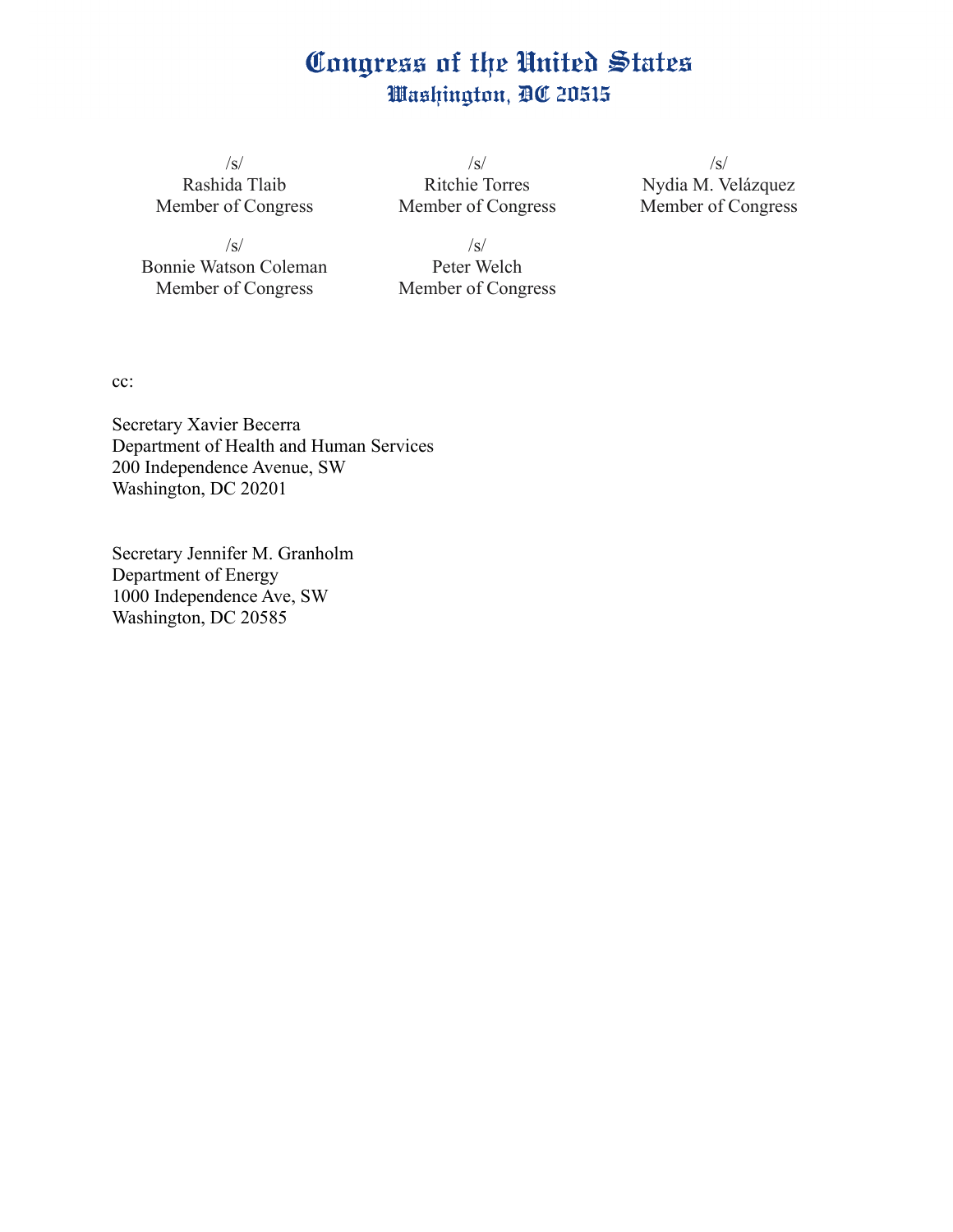# Congress of the United States
## Washington, DC 20515

/s/
Rashida Tlaib
Member of Congress

/s/
Ritchie Torres
Member of Congress

/s/
Nydia M. Velázquez
Member of Congress

/s/
Bonnie Watson Coleman
Member of Congress

/s/
Peter Welch
Member of Congress

cc:

Secretary Xavier Becerra
Department of Health and Human Services
200 Independence Avenue, SW
Washington, DC 20201

Secretary Jennifer M. Granholm
Department of Energy
1000 Independence Ave, SW
Washington, DC 20585